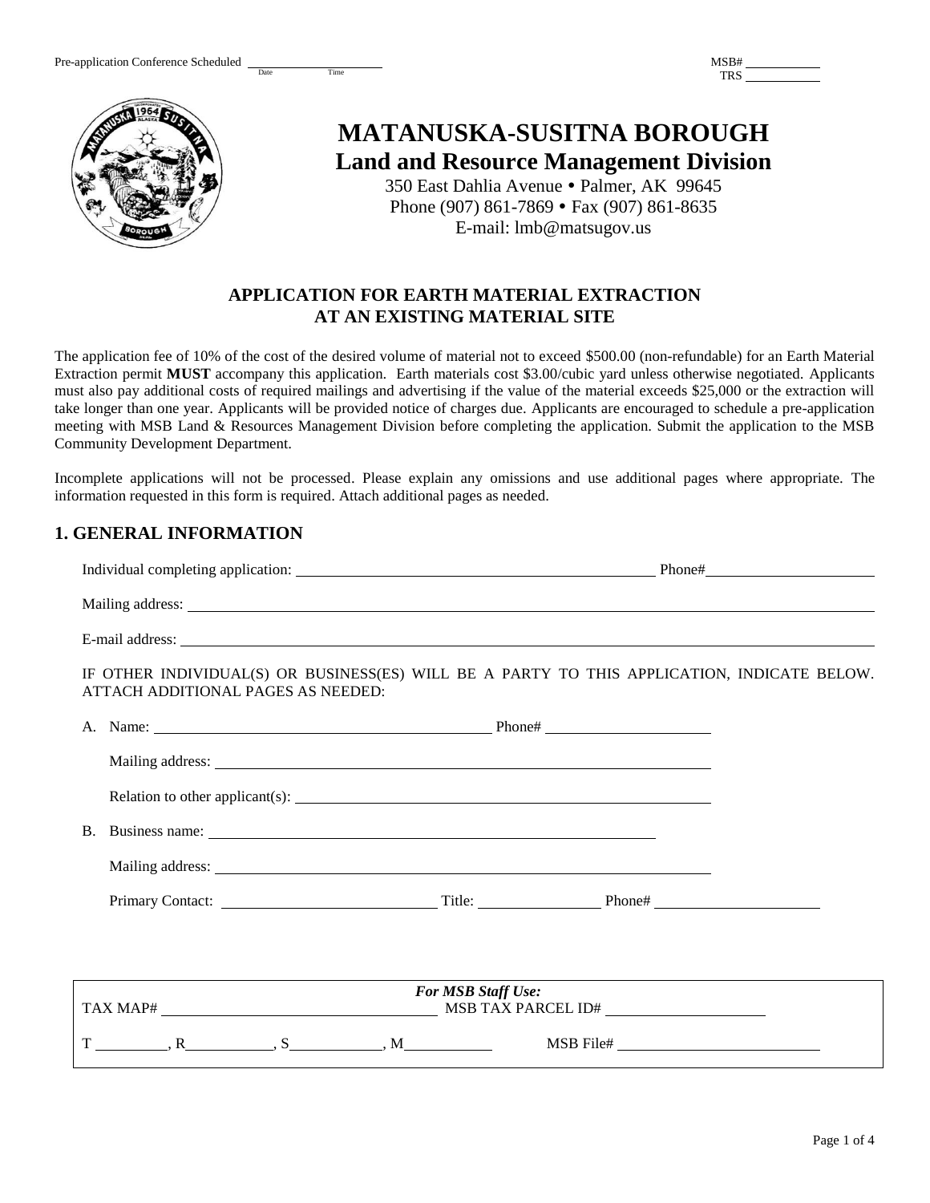Pre-application Conference Scheduled ____________________
Date Time

MSB# ____________
TRS ____________

# MATANUSKA-SUSITNA BOROUGH

## Land and Resource Management Division

350 East Dahlia Avenue • Palmer, AK 99645
Phone (907) 861-7869 • Fax (907) 861-8635
E-mail: lmb@matsugov.us

### APPLICATION FOR EARTH MATERIAL EXTRACTION AT AN EXISTING MATERIAL SITE

The application fee of 10% of the cost of the desired volume of material not to exceed $500.00 (non-refundable) for an Earth Material Extraction permit **MUST** accompany this application. Earth materials cost $3.00/cubic yard unless otherwise negotiated. Applicants must also pay additional costs of required mailings and advertising if the value of the material exceeds $25,000 or the extraction will take longer than one year. Applicants will be provided notice of charges due. Applicants are encouraged to schedule a pre-application meeting with MSB Land & Resources Management Division before completing the application. Submit the application to the MSB Community Development Department.

Incomplete applications will not be processed. Please explain any omissions and use additional pages where appropriate. The information requested in this form is required. Attach additional pages as needed.

## 1. GENERAL INFORMATION

Individual completing application: ________________________________ Phone# ____________

Mailing address: ________________________________________________

E-mail address: ________________________________________________

IF OTHER INDIVIDUAL(S) OR BUSINESS(ES) WILL BE A PARTY TO THIS APPLICATION, INDICATE BELOW. ATTACH ADDITIONAL PAGES AS NEEDED:

A. Name: ________________________________ Phone# ____________

Mailing address: ________________________________________________

Relation to other applicant(s): ________________________________

B. Business name: ________________________________________________

Mailing address: ________________________________________________

Primary Contact: ____________________ Title: ____________ Phone# ____________

*For MSB Staff Use:*

TAX MAP# ____________________ MSB TAX PARCEL ID# ____________________

T ________, R ________, S ________, M ________ MSB File# ____________________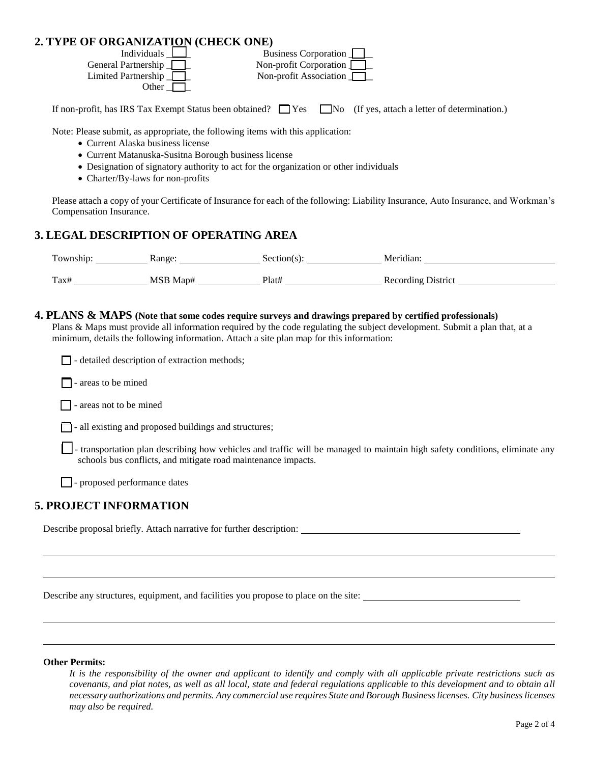## 2. TYPE OF ORGANIZATION (CHECK ONE)

- Individuals ☐
- General Partnership ☐
- Limited Partnership ☐
- Other ☐
- Business Corporation ☐
- Non-profit Corporation ☐
- Non-profit Association ☐

If non-profit, has IRS Tax Exempt Status been obtained? ☐ Yes ☐ No (If yes, attach a letter of determination.)

Note: Please submit, as appropriate, the following items with this application:

- Current Alaska business license
- Current Matanuska-Susitna Borough business license
- Designation of signatory authority to act for the organization or other individuals
- Charter/By-laws for non-profits

Please attach a copy of your Certificate of Insurance for each of the following: Liability Insurance, Auto Insurance, and Workman's Compensation Insurance.

## 3. LEGAL DESCRIPTION OF OPERATING AREA

Township: __________ Range: __________ Section(s): __________ Meridian: __________

Tax# __________ MSB Map# __________ Plat# __________ Recording District __________

## 4. PLANS & MAPS (Note that some codes require surveys and drawings prepared by certified professionals)

Plans & Maps must provide all information required by the code regulating the subject development. Submit a plan that, at a minimum, details the following information. Attach a site plan map for this information:

- ☐ - detailed description of extraction methods;
- ☐ - areas to be mined
- ☐ - areas not to be mined
- ☐ - all existing and proposed buildings and structures;
- ☐ - transportation plan describing how vehicles and traffic will be managed to maintain high safety conditions, eliminate any schools bus conflicts, and mitigate road maintenance impacts.
- ☐ - proposed performance dates

## 5. PROJECT INFORMATION

Describe proposal briefly. Attach narrative for further description: __________

Describe any structures, equipment, and facilities you propose to place on the site: __________

**Other Permits:**

*It is the responsibility of the owner and applicant to identify and comply with all applicable private restrictions such as covenants, and plat notes, as well as all local, state and federal regulations applicable to this development and to obtain all necessary authorizations and permits. Any commercial use requires State and Borough Business licenses. City business licenses may also be required.*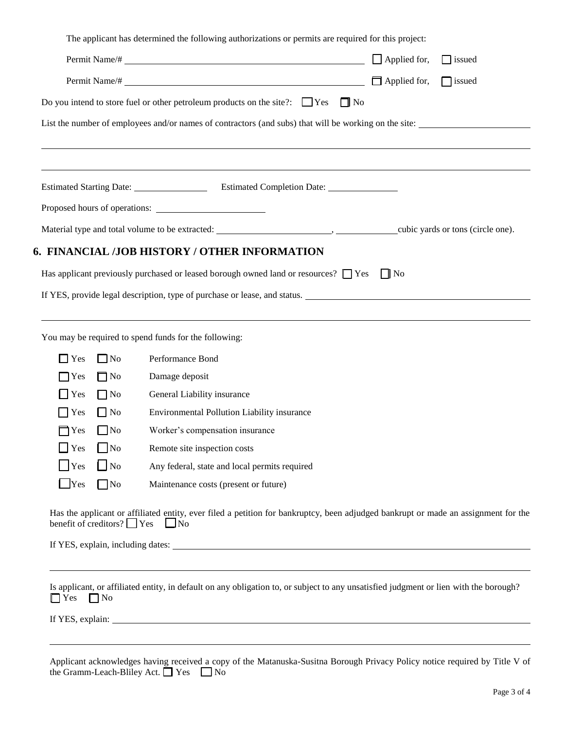The applicant has determined the following authorizations or permits are required for this project:

Permit Name/# ______________________________ ☐ Applied for, ☐ issued

Permit Name/# ______________________________ ☐ Applied for, ☐ issued

Do you intend to store fuel or other petroleum products on the site?: ☐ Yes ☐ No

List the number of employees and/or names of contractors (and subs) that will be working on the site: ______________________________

______________________________________________________________________

______________________________________________________________________

Estimated Starting Date: ______________ Estimated Completion Date: ______________

Proposed hours of operations: ______________________

Material type and total volume to be extracted: ______________________, ______________ cubic yards or tons (circle one).

## 6. FINANCIAL /JOB HISTORY / OTHER INFORMATION

Has applicant previously purchased or leased borough owned land or resources? ☐ Yes ☐ No

If YES, provide legal description, type of purchase or lease, and status. ______________________________

______________________________________________________________________

You may be required to spend funds for the following:

- ☐ Yes ☐ No Performance Bond
- ☐ Yes ☐ No Damage deposit
- ☐ Yes ☐ No General Liability insurance
- ☐ Yes ☐ No Environmental Pollution Liability insurance
- ☐ Yes ☐ No Worker's compensation insurance
- ☐ Yes ☐ No Remote site inspection costs
- ☐ Yes ☐ No Any federal, state and local permits required
- ☐ Yes ☐ No Maintenance costs (present or future)

Has the applicant or affiliated entity, ever filed a petition for bankruptcy, been adjudged bankrupt or made an assignment for the benefit of creditors? ☐ Yes ☐ No

If YES, explain, including dates: ______________________________

______________________________________________________________________

Is applicant, or affiliated entity, in default on any obligation to, or subject to any unsatisfied judgment or lien with the borough? ☐ Yes ☐ No

If YES, explain: ______________________________

______________________________________________________________________

Applicant acknowledges having received a copy of the Matanuska-Susitna Borough Privacy Policy notice required by Title V of the Gramm-Leach-Bliley Act. ☐ Yes ☐ No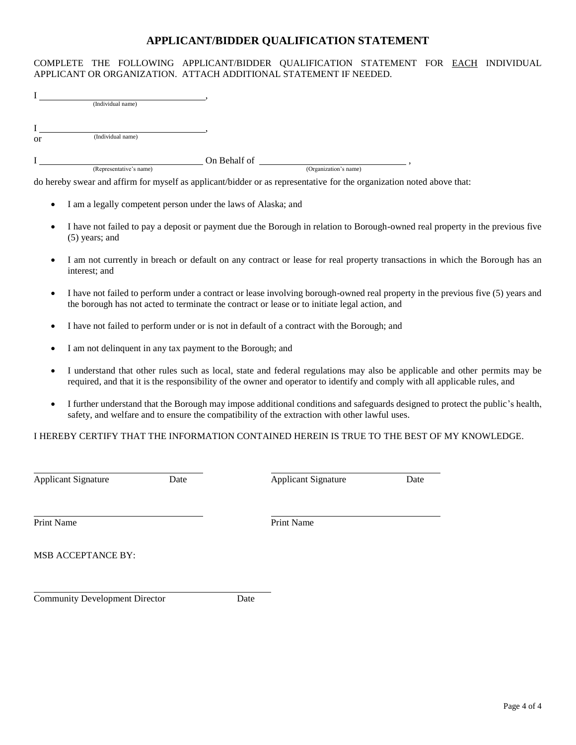# APPLICANT/BIDDER QUALIFICATION STATEMENT

COMPLETE THE FOLLOWING APPLICANT/BIDDER QUALIFICATION STATEMENT FOR EACH INDIVIDUAL APPLICANT OR ORGANIZATION. ATTACH ADDITIONAL STATEMENT IF NEEDED.

I ______________________________,
(Individual name)

I ______________________________,
(Individual name)

or

I ______________________________ On Behalf of ______________________________ ,
(Representative's name) (Organization's name)

do hereby swear and affirm for myself as applicant/bidder or as representative for the organization noted above that:

- I am a legally competent person under the laws of Alaska; and
- I have not failed to pay a deposit or payment due the Borough in relation to Borough-owned real property in the previous five (5) years; and
- I am not currently in breach or default on any contract or lease for real property transactions in which the Borough has an interest; and
- I have not failed to perform under a contract or lease involving borough-owned real property in the previous five (5) years and the borough has not acted to terminate the contract or lease or to initiate legal action, and
- I have not failed to perform under or is not in default of a contract with the Borough; and
- I am not delinquent in any tax payment to the Borough; and
- I understand that other rules such as local, state and federal regulations may also be applicable and other permits may be required, and that it is the responsibility of the owner and operator to identify and comply with all applicable rules, and
- I further understand that the Borough may impose additional conditions and safeguards designed to protect the public's health, safety, and welfare and to ensure the compatibility of the extraction with other lawful uses.

I HEREBY CERTIFY THAT THE INFORMATION CONTAINED HEREIN IS TRUE TO THE BEST OF MY KNOWLEDGE.

______________________________ ______________________________
Applicant Signature Date Applicant Signature Date

______________________________ ______________________________
Print Name Print Name

MSB ACCEPTANCE BY:

______________________________
Community Development Director Date